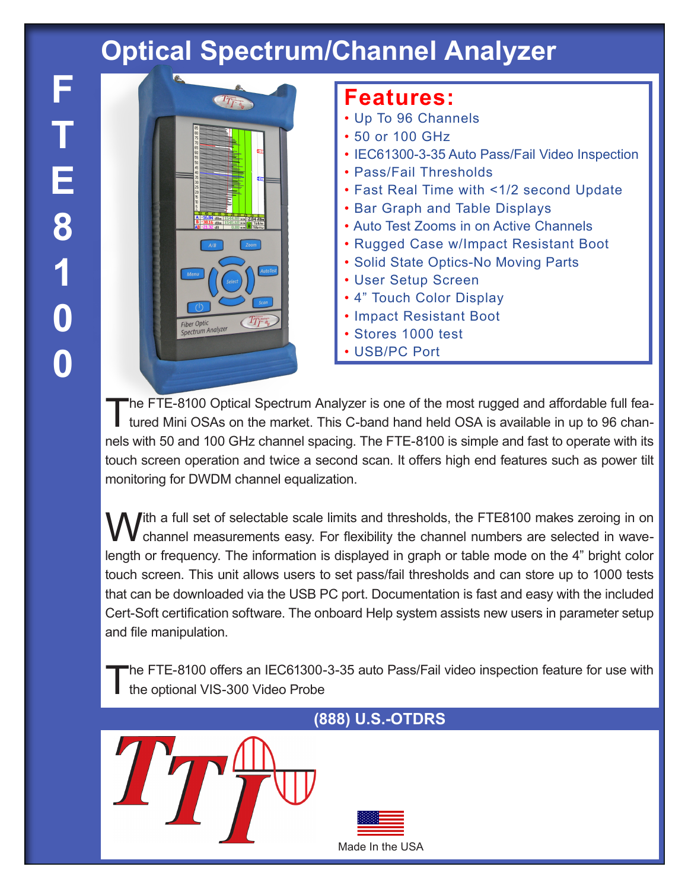# Optical Spectrum/Channel Analyzer

FTE8100

## Features:

- Up To 96 Channels
- 50 or 100 GHz
- IEC61300-3-35 Auto Pass/Fail Video Inspection
- Pass/Fail Thresholds
- Fast Real Time with <1/2 second Update
- Bar Graph and Table Displays
- Auto Test Zooms in on Active Channels
- Rugged Case w/Impact Resistant Boot
- Solid State Optics-No Moving Parts
- User Setup Screen
- 4" Touch Color Display
- Impact Resistant Boot
- Stores 1000 test
- USB/PC Port

The FTE-8100 Optical Spectrum Analyzer is one of the most rugged and affordable full featured Mini OSAs on the market. This C-band hand held OSA is available in up to 96 channels with 50 and 100 GHz channel spacing. The FTE-8100 is simple and fast to operate with its touch screen operation and twice a second scan. It offers high end features such as power tilt monitoring for DWDM channel equalization.

With a full set of selectable scale limits and thresholds, the FTE8100 makes zeroing in on channel measurements easy. For flexibility the channel numbers are selected in wavelength or frequency. The information is displayed in graph or table mode on the 4" bright color touch screen. This unit allows users to set pass/fail thresholds and can store up to 1000 tests that can be downloaded via the USB PC port. Documentation is fast and easy with the included Cert-Soft certification software. The onboard Help system assists new users in parameter setup and file manipulation.

The FTE-8100 offers an IEC61300-3-35 auto Pass/Fail video inspection feature for use with the optional VIS-300 Video Probe

**(888) U.S.-OTDRS**

Made In the USA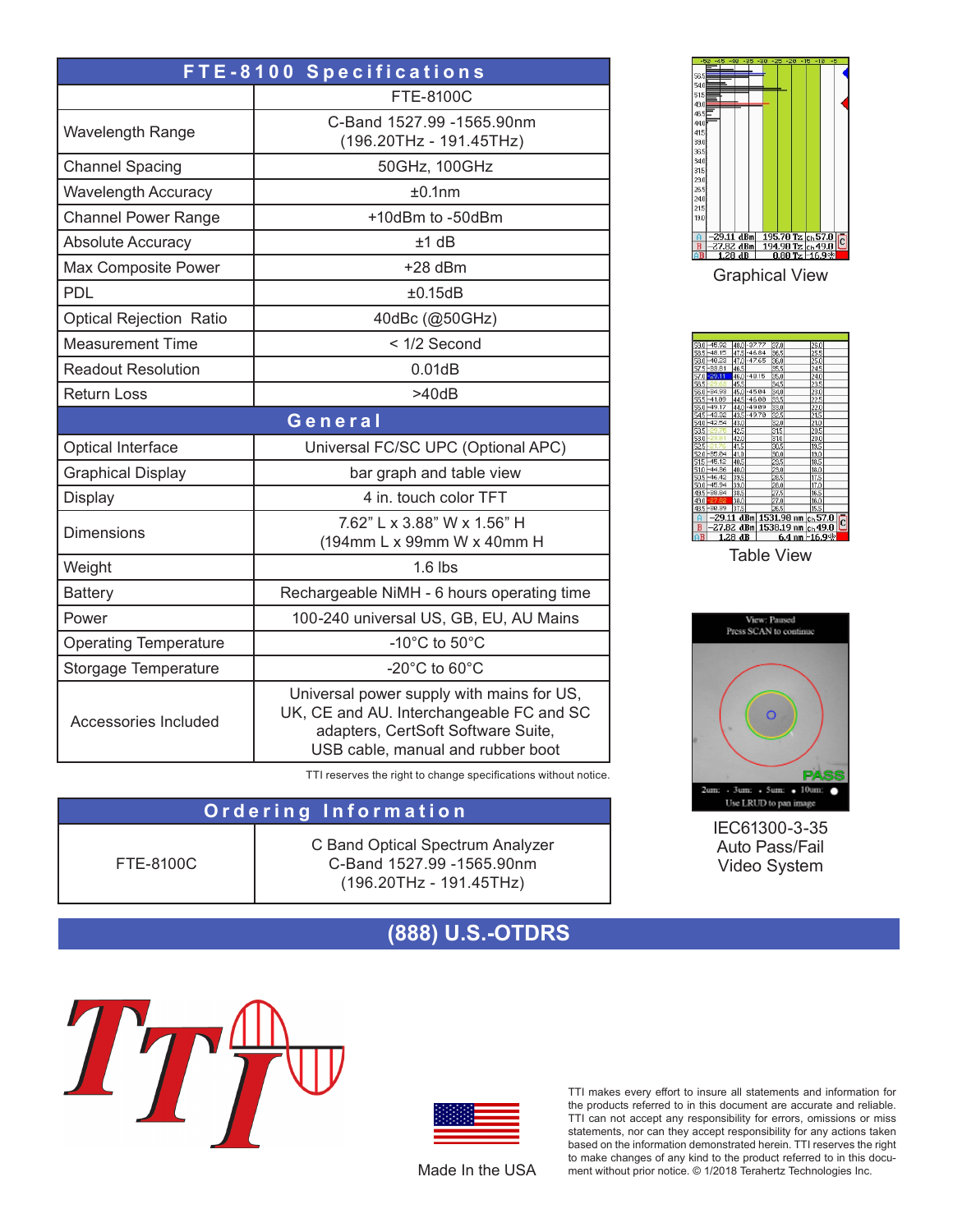## FTE-8100 Specifications

| | FTE-8100C |
|---|---|
| Wavelength Range | C-Band 1527.99 -1565.90nm (196.20THz - 191.45THz) |
| Channel Spacing | 50GHz, 100GHz |
| Wavelength Accuracy | ±0.1nm |
| Channel Power Range | +10dBm to -50dBm |
| Absolute Accuracy | ±1 dB |
| Max Composite Power | +28 dBm |
| PDL | ±0.15dB |
| Optical Rejection Ratio | 40dBc (@50GHz) |
| Measurement Time | < 1/2 Second |
| Readout Resolution | 0.01dB |
| Return Loss | >40dB |
| **General** | |
| Optical Interface | Universal FC/SC UPC (Optional APC) |
| Graphical Display | bar graph and table view |
| Display | 4 in. touch color TFT |
| Dimensions | 7.62" L x 3.88" W x 1.56" H (194mm L x 99mm W x 40mm H |
| Weight | 1.6 lbs |
| Battery | Rechargeable NiMH - 6 hours operating time |
| Power | 100-240 universal US, GB, EU, AU Mains |
| Operating Temperature | -10°C to 50°C |
| Storgage Temperature | -20°C to 60°C |
| Accessories Included | Universal power supply with mains for US, UK, CE and AU. Interchangeable FC and SC adapters, CertSoft Software Suite, USB cable, manual and rubber boot |

TTI reserves the right to change specifications without notice.

## Ordering Information

| | |
|---|---|
| FTE-8100C | C Band Optical Spectrum Analyzer C-Band 1527.99 -1565.90nm (196.20THz - 191.45THz) |

Graphical View

Table View

IEC61300-3-35 Auto Pass/Fail Video System

**(888) U.S.-OTDRS**

Made In the USA

TTI makes every effort to insure all statements and information for the products referred to in this document are accurate and reliable. TTI can not accept any responsibility for errors, omissions or miss statements, nor can they accept responsibility for any actions taken based on the information demonstrated herein. TTI reserves the right to make changes of any kind to the product referred to in this document without prior notice. © 1/2018 Terahertz Technologies Inc.